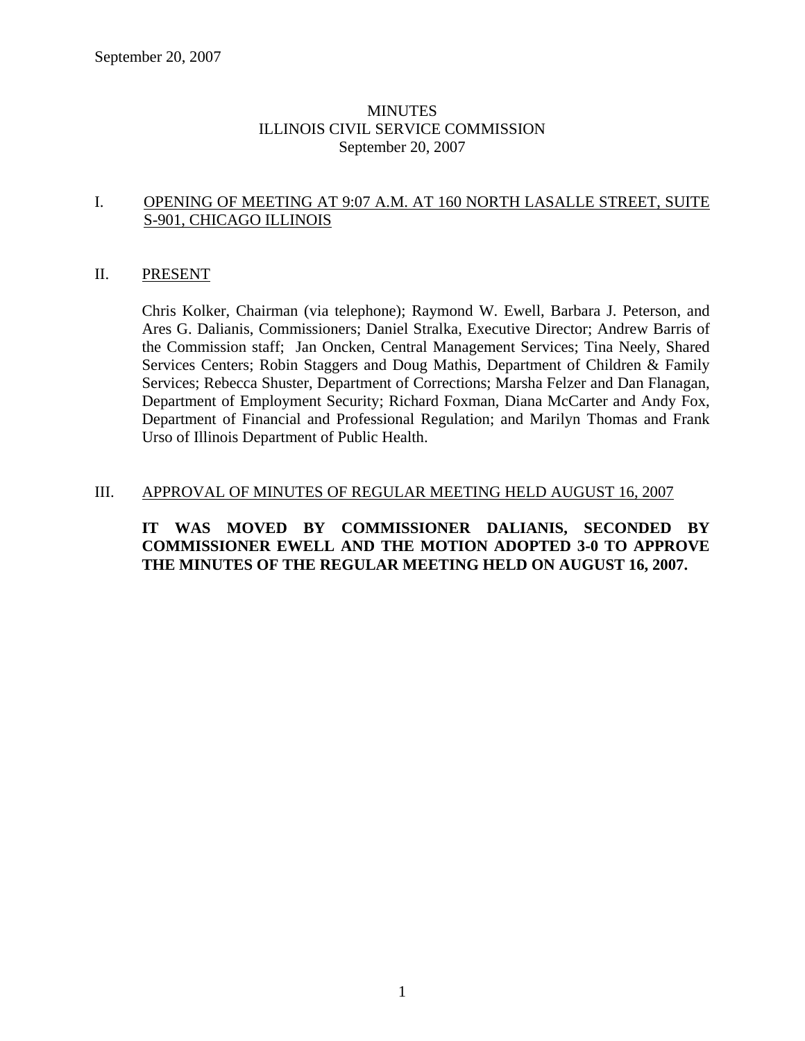September 20, 2007

# MINUTES
# ILLINOIS CIVIL SERVICE COMMISSION
## September 20, 2007

## I. OPENING OF MEETING AT 9:07 A.M. AT 160 NORTH LASALLE STREET, SUITE S-901, CHICAGO ILLINOIS

## II. PRESENT

Chris Kolker, Chairman (via telephone); Raymond W. Ewell, Barbara J. Peterson, and Ares G. Dalianis, Commissioners; Daniel Stralka, Executive Director; Andrew Barris of the Commission staff; Jan Oncken, Central Management Services; Tina Neely, Shared Services Centers; Robin Staggers and Doug Mathis, Department of Children & Family Services; Rebecca Shuster, Department of Corrections; Marsha Felzer and Dan Flanagan, Department of Employment Security; Richard Foxman, Diana McCarter and Andy Fox, Department of Financial and Professional Regulation; and Marilyn Thomas and Frank Urso of Illinois Department of Public Health.

## III. APPROVAL OF MINUTES OF REGULAR MEETING HELD AUGUST 16, 2007

**IT WAS MOVED BY COMMISSIONER DALIANIS, SECONDED BY COMMISSIONER EWELL AND THE MOTION ADOPTED 3-0 TO APPROVE THE MINUTES OF THE REGULAR MEETING HELD ON AUGUST 16, 2007.**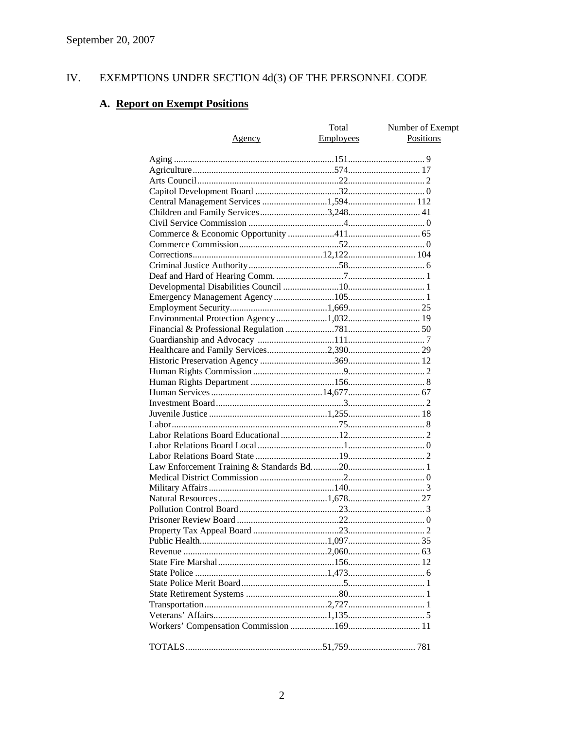September 20, 2007

## IV. EXEMPTIONS UNDER SECTION 4d(3) OF THE PERSONNEL CODE

### A. Report on Exempt Positions

| Agency | Total Employees | Number of Exempt Positions |
|---|---|---|
| Aging | 151 | 9 |
| Agriculture | 574 | 17 |
| Arts Council | 22 | 2 |
| Capitol Development Board | 32 | 0 |
| Central Management Services | 1,594 | 112 |
| Children and Family Services | 3,248 | 41 |
| Civil Service Commission | 4 | 0 |
| Commerce & Economic Opportunity | 411 | 65 |
| Commerce Commission | 52 | 0 |
| Corrections | 12,122 | 104 |
| Criminal Justice Authority | 58 | 6 |
| Deaf and Hard of Hearing Comm. | 7 | 1 |
| Developmental Disabilities Council | 10 | 1 |
| Emergency Management Agency | 105 | 1 |
| Employment Security | 1,669 | 25 |
| Environmental Protection Agency | 1,032 | 19 |
| Financial & Professional Regulation | 781 | 50 |
| Guardianship and Advocacy | 111 | 7 |
| Healthcare and Family Services | 2,390 | 29 |
| Historic Preservation Agency | 369 | 12 |
| Human Rights Commission | 9 | 2 |
| Human Rights Department | 156 | 8 |
| Human Services | 14,677 | 67 |
| Investment Board | 3 | 2 |
| Juvenile Justice | 1,255 | 18 |
| Labor | 75 | 8 |
| Labor Relations Board Educational | 12 | 2 |
| Labor Relations Board Local | 1 | 0 |
| Labor Relations Board State | 19 | 2 |
| Law Enforcement Training & Standards Bd. | 20 | 1 |
| Medical District Commission | 2 | 0 |
| Military Affairs | 140 | 3 |
| Natural Resources | 1,678 | 27 |
| Pollution Control Board | 23 | 3 |
| Prisoner Review Board | 22 | 0 |
| Property Tax Appeal Board | 23 | 2 |
| Public Health | 1,097 | 35 |
| Revenue | 2,060 | 63 |
| State Fire Marshal | 156 | 12 |
| State Police | 1,473 | 6 |
| State Police Merit Board | 5 | 1 |
| State Retirement Systems | 80 | 1 |
| Transportation | 2,727 | 1 |
| Veterans' Affairs | 1,135 | 5 |
| Workers' Compensation Commission | 169 | 11 |
| TOTALS | 51,759 | 781 |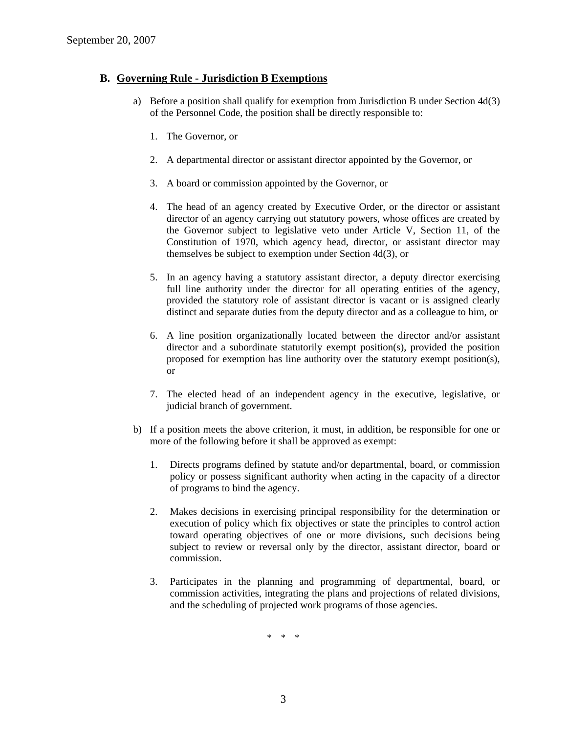## B. Governing Rule - Jurisdiction B Exemptions

a) Before a position shall qualify for exemption from Jurisdiction B under Section 4d(3) of the Personnel Code, the position shall be directly responsible to:

1. The Governor, or

2. A departmental director or assistant director appointed by the Governor, or

3. A board or commission appointed by the Governor, or

4. The head of an agency created by Executive Order, or the director or assistant director of an agency carrying out statutory powers, whose offices are created by the Governor subject to legislative veto under Article V, Section 11, of the Constitution of 1970, which agency head, director, or assistant director may themselves be subject to exemption under Section 4d(3), or

5. In an agency having a statutory assistant director, a deputy director exercising full line authority under the director for all operating entities of the agency, provided the statutory role of assistant director is vacant or is assigned clearly distinct and separate duties from the deputy director and as a colleague to him, or

6. A line position organizationally located between the director and/or assistant director and a subordinate statutorily exempt position(s), provided the position proposed for exemption has line authority over the statutory exempt position(s), or

7. The elected head of an independent agency in the executive, legislative, or judicial branch of government.

b) If a position meets the above criterion, it must, in addition, be responsible for one or more of the following before it shall be approved as exempt:

1. Directs programs defined by statute and/or departmental, board, or commission policy or possess significant authority when acting in the capacity of a director of programs to bind the agency.

2. Makes decisions in exercising principal responsibility for the determination or execution of policy which fix objectives or state the principles to control action toward operating objectives of one or more divisions, such decisions being subject to review or reversal only by the director, assistant director, board or commission.

3. Participates in the planning and programming of departmental, board, or commission activities, integrating the plans and projections of related divisions, and the scheduling of projected work programs of those agencies.

\* \* \*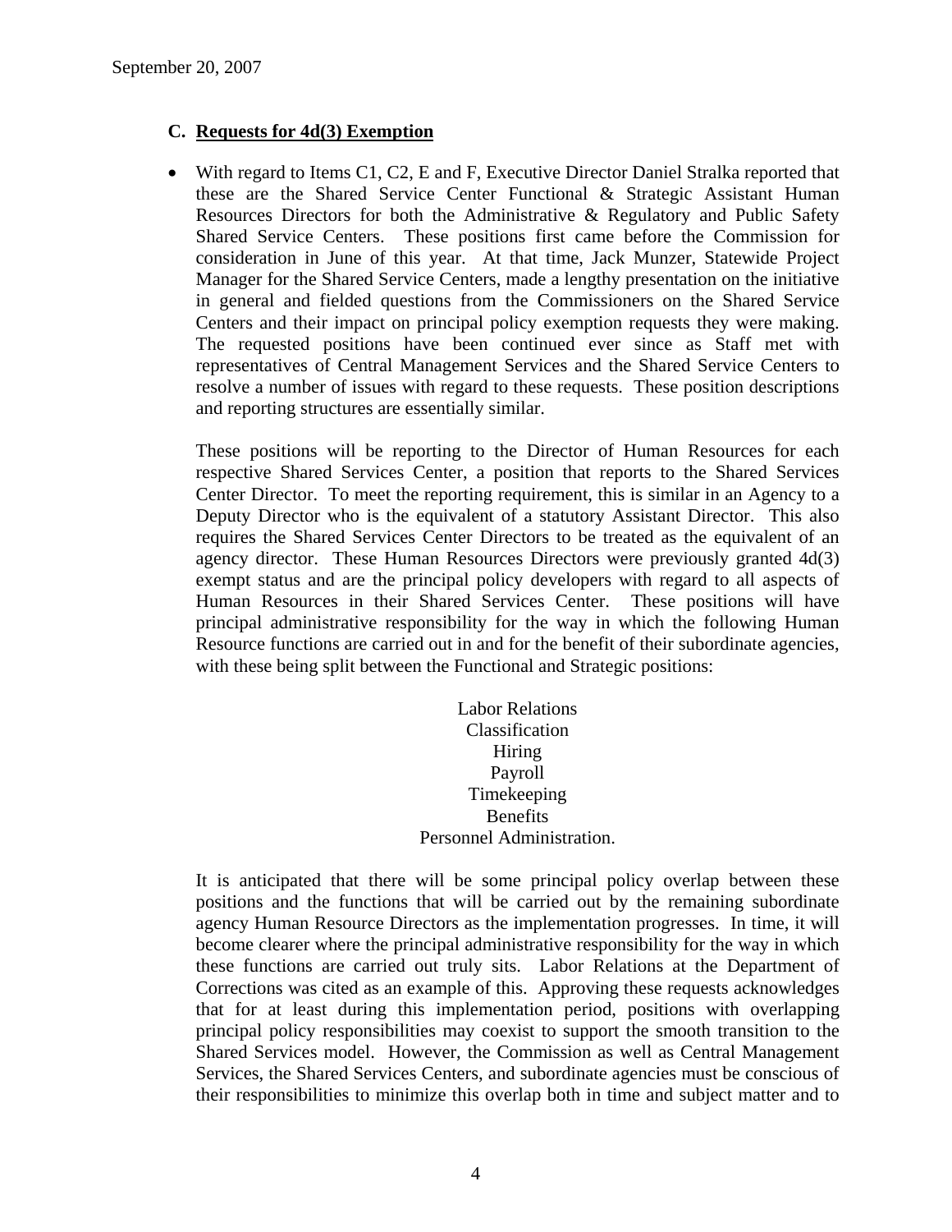### C. Requests for 4d(3) Exemption

- With regard to Items C1, C2, E and F, Executive Director Daniel Stralka reported that these are the Shared Service Center Functional & Strategic Assistant Human Resources Directors for both the Administrative & Regulatory and Public Safety Shared Service Centers. These positions first came before the Commission for consideration in June of this year. At that time, Jack Munzer, Statewide Project Manager for the Shared Service Centers, made a lengthy presentation on the initiative in general and fielded questions from the Commissioners on the Shared Service Centers and their impact on principal policy exemption requests they were making. The requested positions have been continued ever since as Staff met with representatives of Central Management Services and the Shared Service Centers to resolve a number of issues with regard to these requests. These position descriptions and reporting structures are essentially similar.

  These positions will be reporting to the Director of Human Resources for each respective Shared Services Center, a position that reports to the Shared Services Center Director. To meet the reporting requirement, this is similar in an Agency to a Deputy Director who is the equivalent of a statutory Assistant Director. This also requires the Shared Services Center Directors to be treated as the equivalent of an agency director. These Human Resources Directors were previously granted 4d(3) exempt status and are the principal policy developers with regard to all aspects of Human Resources in their Shared Services Center. These positions will have principal administrative responsibility for the way in which the following Human Resource functions are carried out in and for the benefit of their subordinate agencies, with these being split between the Functional and Strategic positions:

  Labor Relations
  Classification
  Hiring
  Payroll
  Timekeeping
  Benefits
  Personnel Administration.

  It is anticipated that there will be some principal policy overlap between these positions and the functions that will be carried out by the remaining subordinate agency Human Resource Directors as the implementation progresses. In time, it will become clearer where the principal administrative responsibility for the way in which these functions are carried out truly sits. Labor Relations at the Department of Corrections was cited as an example of this. Approving these requests acknowledges that for at least during this implementation period, positions with overlapping principal policy responsibilities may coexist to support the smooth transition to the Shared Services model. However, the Commission as well as Central Management Services, the Shared Services Centers, and subordinate agencies must be conscious of their responsibilities to minimize this overlap both in time and subject matter and to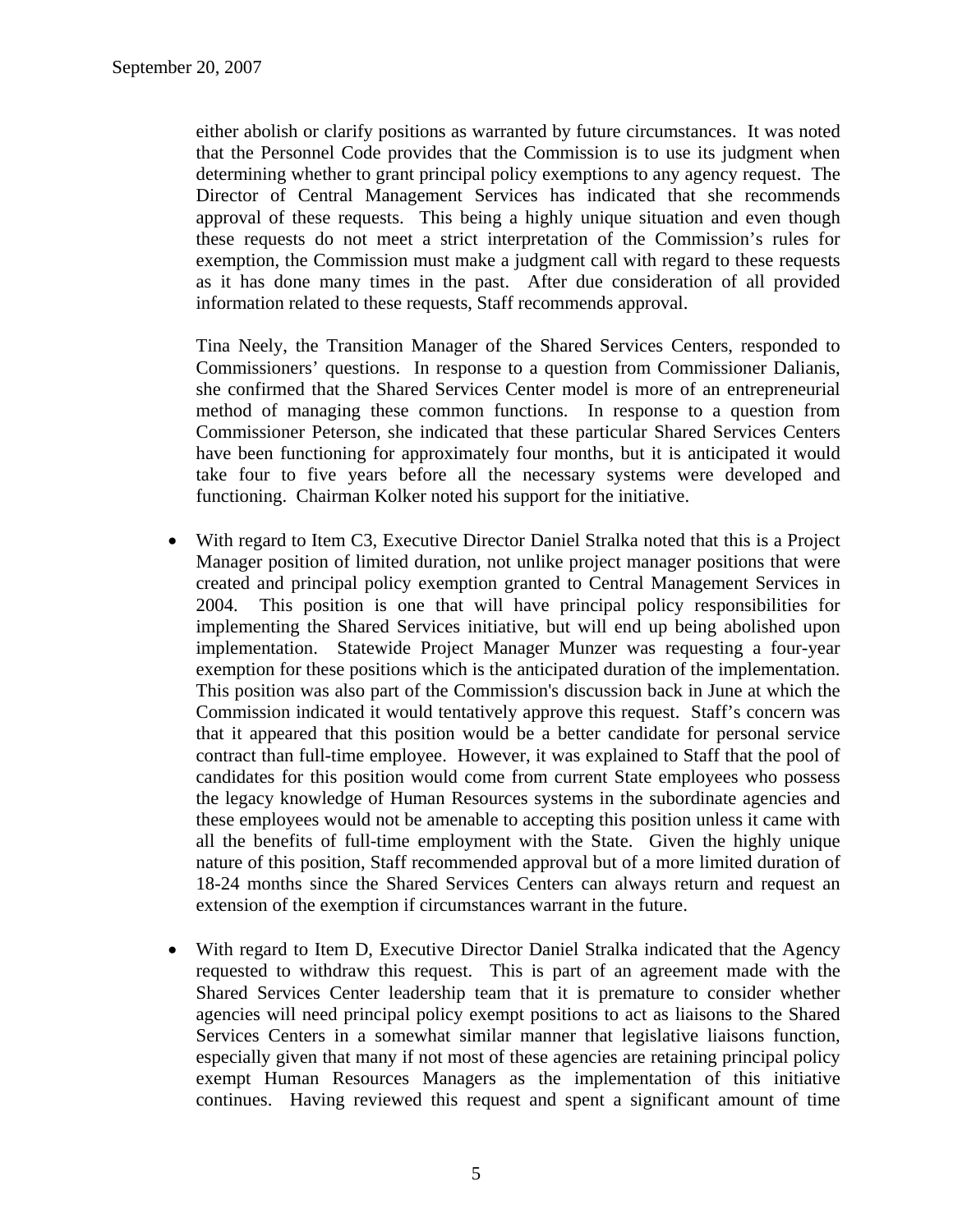either abolish or clarify positions as warranted by future circumstances. It was noted that the Personnel Code provides that the Commission is to use its judgment when determining whether to grant principal policy exemptions to any agency request. The Director of Central Management Services has indicated that she recommends approval of these requests. This being a highly unique situation and even though these requests do not meet a strict interpretation of the Commission's rules for exemption, the Commission must make a judgment call with regard to these requests as it has done many times in the past. After due consideration of all provided information related to these requests, Staff recommends approval.

Tina Neely, the Transition Manager of the Shared Services Centers, responded to Commissioners' questions. In response to a question from Commissioner Dalianis, she confirmed that the Shared Services Center model is more of an entrepreneurial method of managing these common functions. In response to a question from Commissioner Peterson, she indicated that these particular Shared Services Centers have been functioning for approximately four months, but it is anticipated it would take four to five years before all the necessary systems were developed and functioning. Chairman Kolker noted his support for the initiative.

- With regard to Item C3, Executive Director Daniel Stralka noted that this is a Project Manager position of limited duration, not unlike project manager positions that were created and principal policy exemption granted to Central Management Services in 2004. This position is one that will have principal policy responsibilities for implementing the Shared Services initiative, but will end up being abolished upon implementation. Statewide Project Manager Munzer was requesting a four-year exemption for these positions which is the anticipated duration of the implementation. This position was also part of the Commission's discussion back in June at which the Commission indicated it would tentatively approve this request. Staff's concern was that it appeared that this position would be a better candidate for personal service contract than full-time employee. However, it was explained to Staff that the pool of candidates for this position would come from current State employees who possess the legacy knowledge of Human Resources systems in the subordinate agencies and these employees would not be amenable to accepting this position unless it came with all the benefits of full-time employment with the State. Given the highly unique nature of this position, Staff recommended approval but of a more limited duration of 18-24 months since the Shared Services Centers can always return and request an extension of the exemption if circumstances warrant in the future.

- With regard to Item D, Executive Director Daniel Stralka indicated that the Agency requested to withdraw this request. This is part of an agreement made with the Shared Services Center leadership team that it is premature to consider whether agencies will need principal policy exempt positions to act as liaisons to the Shared Services Centers in a somewhat similar manner that legislative liaisons function, especially given that many if not most of these agencies are retaining principal policy exempt Human Resources Managers as the implementation of this initiative continues. Having reviewed this request and spent a significant amount of time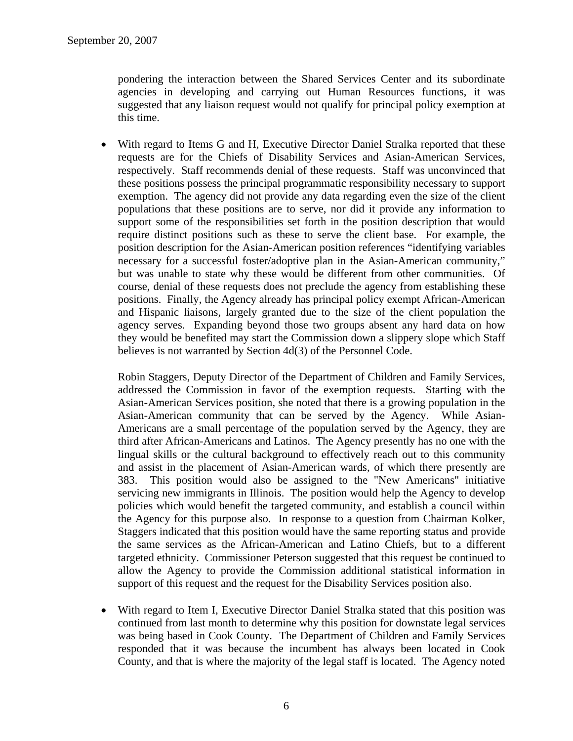pondering the interaction between the Shared Services Center and its subordinate agencies in developing and carrying out Human Resources functions, it was suggested that any liaison request would not qualify for principal policy exemption at this time.

- With regard to Items G and H, Executive Director Daniel Stralka reported that these requests are for the Chiefs of Disability Services and Asian-American Services, respectively. Staff recommends denial of these requests. Staff was unconvinced that these positions possess the principal programmatic responsibility necessary to support exemption. The agency did not provide any data regarding even the size of the client populations that these positions are to serve, nor did it provide any information to support some of the responsibilities set forth in the position description that would require distinct positions such as these to serve the client base. For example, the position description for the Asian-American position references "identifying variables necessary for a successful foster/adoptive plan in the Asian-American community," but was unable to state why these would be different from other communities. Of course, denial of these requests does not preclude the agency from establishing these positions. Finally, the Agency already has principal policy exempt African-American and Hispanic liaisons, largely granted due to the size of the client population the agency serves. Expanding beyond those two groups absent any hard data on how they would be benefited may start the Commission down a slippery slope which Staff believes is not warranted by Section 4d(3) of the Personnel Code.

  Robin Staggers, Deputy Director of the Department of Children and Family Services, addressed the Commission in favor of the exemption requests. Starting with the Asian-American Services position, she noted that there is a growing population in the Asian-American community that can be served by the Agency. While Asian-Americans are a small percentage of the population served by the Agency, they are third after African-Americans and Latinos. The Agency presently has no one with the lingual skills or the cultural background to effectively reach out to this community and assist in the placement of Asian-American wards, of which there presently are 383. This position would also be assigned to the "New Americans" initiative servicing new immigrants in Illinois. The position would help the Agency to develop policies which would benefit the targeted community, and establish a council within the Agency for this purpose also. In response to a question from Chairman Kolker, Staggers indicated that this position would have the same reporting status and provide the same services as the African-American and Latino Chiefs, but to a different targeted ethnicity. Commissioner Peterson suggested that this request be continued to allow the Agency to provide the Commission additional statistical information in support of this request and the request for the Disability Services position also.

- With regard to Item I, Executive Director Daniel Stralka stated that this position was continued from last month to determine why this position for downstate legal services was being based in Cook County. The Department of Children and Family Services responded that it was because the incumbent has always been located in Cook County, and that is where the majority of the legal staff is located. The Agency noted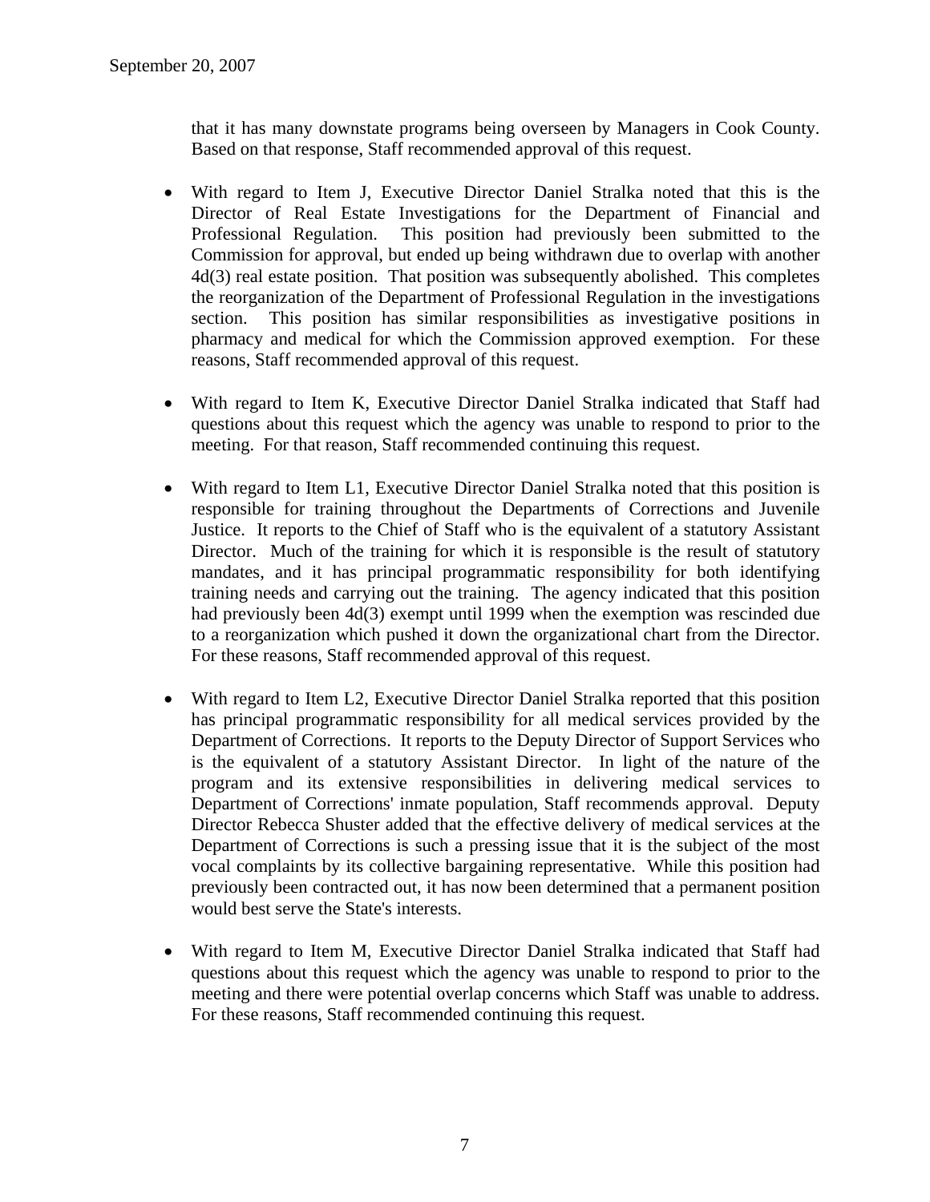that it has many downstate programs being overseen by Managers in Cook County. Based on that response, Staff recommended approval of this request.

- With regard to Item J, Executive Director Daniel Stralka noted that this is the Director of Real Estate Investigations for the Department of Financial and Professional Regulation. This position had previously been submitted to the Commission for approval, but ended up being withdrawn due to overlap with another 4d(3) real estate position. That position was subsequently abolished. This completes the reorganization of the Department of Professional Regulation in the investigations section. This position has similar responsibilities as investigative positions in pharmacy and medical for which the Commission approved exemption. For these reasons, Staff recommended approval of this request.

- With regard to Item K, Executive Director Daniel Stralka indicated that Staff had questions about this request which the agency was unable to respond to prior to the meeting. For that reason, Staff recommended continuing this request.

- With regard to Item L1, Executive Director Daniel Stralka noted that this position is responsible for training throughout the Departments of Corrections and Juvenile Justice. It reports to the Chief of Staff who is the equivalent of a statutory Assistant Director. Much of the training for which it is responsible is the result of statutory mandates, and it has principal programmatic responsibility for both identifying training needs and carrying out the training. The agency indicated that this position had previously been 4d(3) exempt until 1999 when the exemption was rescinded due to a reorganization which pushed it down the organizational chart from the Director. For these reasons, Staff recommended approval of this request.

- With regard to Item L2, Executive Director Daniel Stralka reported that this position has principal programmatic responsibility for all medical services provided by the Department of Corrections. It reports to the Deputy Director of Support Services who is the equivalent of a statutory Assistant Director. In light of the nature of the program and its extensive responsibilities in delivering medical services to Department of Corrections' inmate population, Staff recommends approval. Deputy Director Rebecca Shuster added that the effective delivery of medical services at the Department of Corrections is such a pressing issue that it is the subject of the most vocal complaints by its collective bargaining representative. While this position had previously been contracted out, it has now been determined that a permanent position would best serve the State's interests.

- With regard to Item M, Executive Director Daniel Stralka indicated that Staff had questions about this request which the agency was unable to respond to prior to the meeting and there were potential overlap concerns which Staff was unable to address. For these reasons, Staff recommended continuing this request.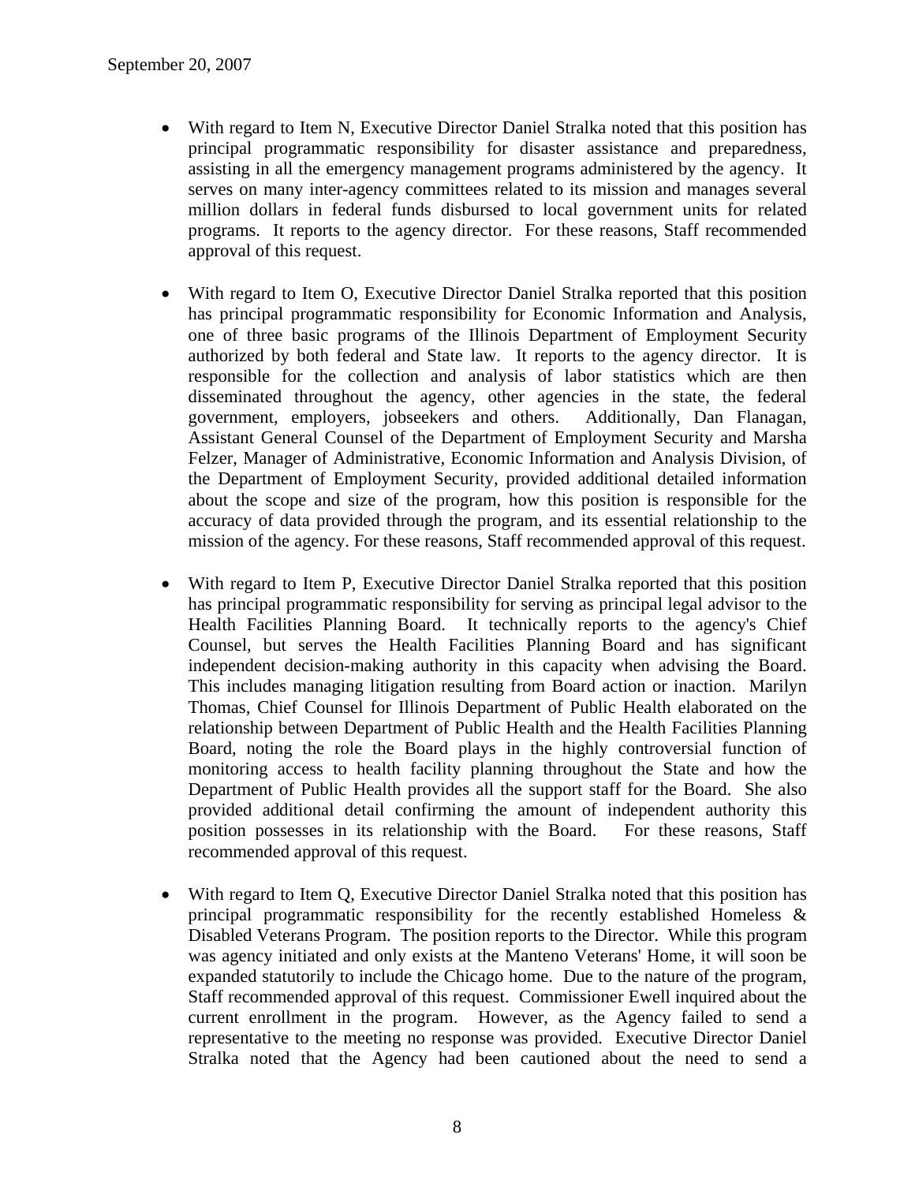- With regard to Item N, Executive Director Daniel Stralka noted that this position has principal programmatic responsibility for disaster assistance and preparedness, assisting in all the emergency management programs administered by the agency. It serves on many inter-agency committees related to its mission and manages several million dollars in federal funds disbursed to local government units for related programs. It reports to the agency director. For these reasons, Staff recommended approval of this request.

- With regard to Item O, Executive Director Daniel Stralka reported that this position has principal programmatic responsibility for Economic Information and Analysis, one of three basic programs of the Illinois Department of Employment Security authorized by both federal and State law. It reports to the agency director. It is responsible for the collection and analysis of labor statistics which are then disseminated throughout the agency, other agencies in the state, the federal government, employers, jobseekers and others. Additionally, Dan Flanagan, Assistant General Counsel of the Department of Employment Security and Marsha Felzer, Manager of Administrative, Economic Information and Analysis Division, of the Department of Employment Security, provided additional detailed information about the scope and size of the program, how this position is responsible for the accuracy of data provided through the program, and its essential relationship to the mission of the agency. For these reasons, Staff recommended approval of this request.

- With regard to Item P, Executive Director Daniel Stralka reported that this position has principal programmatic responsibility for serving as principal legal advisor to the Health Facilities Planning Board. It technically reports to the agency's Chief Counsel, but serves the Health Facilities Planning Board and has significant independent decision-making authority in this capacity when advising the Board. This includes managing litigation resulting from Board action or inaction. Marilyn Thomas, Chief Counsel for Illinois Department of Public Health elaborated on the relationship between Department of Public Health and the Health Facilities Planning Board, noting the role the Board plays in the highly controversial function of monitoring access to health facility planning throughout the State and how the Department of Public Health provides all the support staff for the Board. She also provided additional detail confirming the amount of independent authority this position possesses in its relationship with the Board. For these reasons, Staff recommended approval of this request.

- With regard to Item Q, Executive Director Daniel Stralka noted that this position has principal programmatic responsibility for the recently established Homeless & Disabled Veterans Program. The position reports to the Director. While this program was agency initiated and only exists at the Manteno Veterans' Home, it will soon be expanded statutorily to include the Chicago home. Due to the nature of the program, Staff recommended approval of this request. Commissioner Ewell inquired about the current enrollment in the program. However, as the Agency failed to send a representative to the meeting no response was provided. Executive Director Daniel Stralka noted that the Agency had been cautioned about the need to send a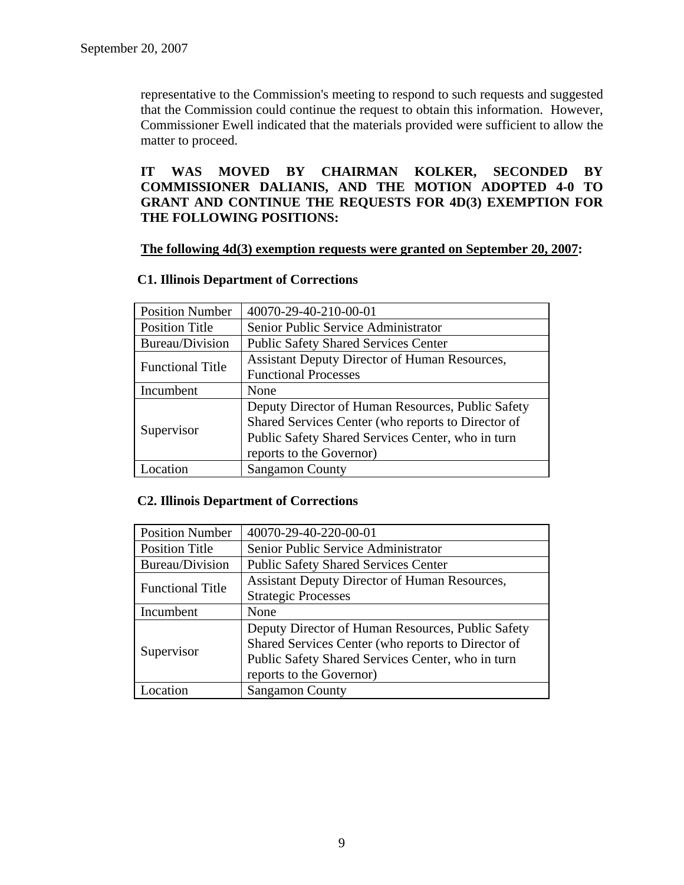representative to the Commission's meeting to respond to such requests and suggested that the Commission could continue the request to obtain this information. However, Commissioner Ewell indicated that the materials provided were sufficient to allow the matter to proceed.

**IT WAS MOVED BY CHAIRMAN KOLKER, SECONDED BY COMMISSIONER DALIANIS, AND THE MOTION ADOPTED 4-0 TO GRANT AND CONTINUE THE REQUESTS FOR 4D(3) EXEMPTION FOR THE FOLLOWING POSITIONS:**

**<u>The following 4d(3) exemption requests were granted on September 20, 2007</u>:**

**C1. Illinois Department of Corrections**

| Position Number | 40070-29-40-210-00-01 |
|---|---|
| Position Title | Senior Public Service Administrator |
| Bureau/Division | Public Safety Shared Services Center |
| Functional Title | Assistant Deputy Director of Human Resources, Functional Processes |
| Incumbent | None |
| Supervisor | Deputy Director of Human Resources, Public Safety Shared Services Center (who reports to Director of Public Safety Shared Services Center, who in turn reports to the Governor) |
| Location | Sangamon County |

**C2. Illinois Department of Corrections**

| Position Number | 40070-29-40-220-00-01 |
|---|---|
| Position Title | Senior Public Service Administrator |
| Bureau/Division | Public Safety Shared Services Center |
| Functional Title | Assistant Deputy Director of Human Resources, Strategic Processes |
| Incumbent | None |
| Supervisor | Deputy Director of Human Resources, Public Safety Shared Services Center (who reports to Director of Public Safety Shared Services Center, who in turn reports to the Governor) |
| Location | Sangamon County |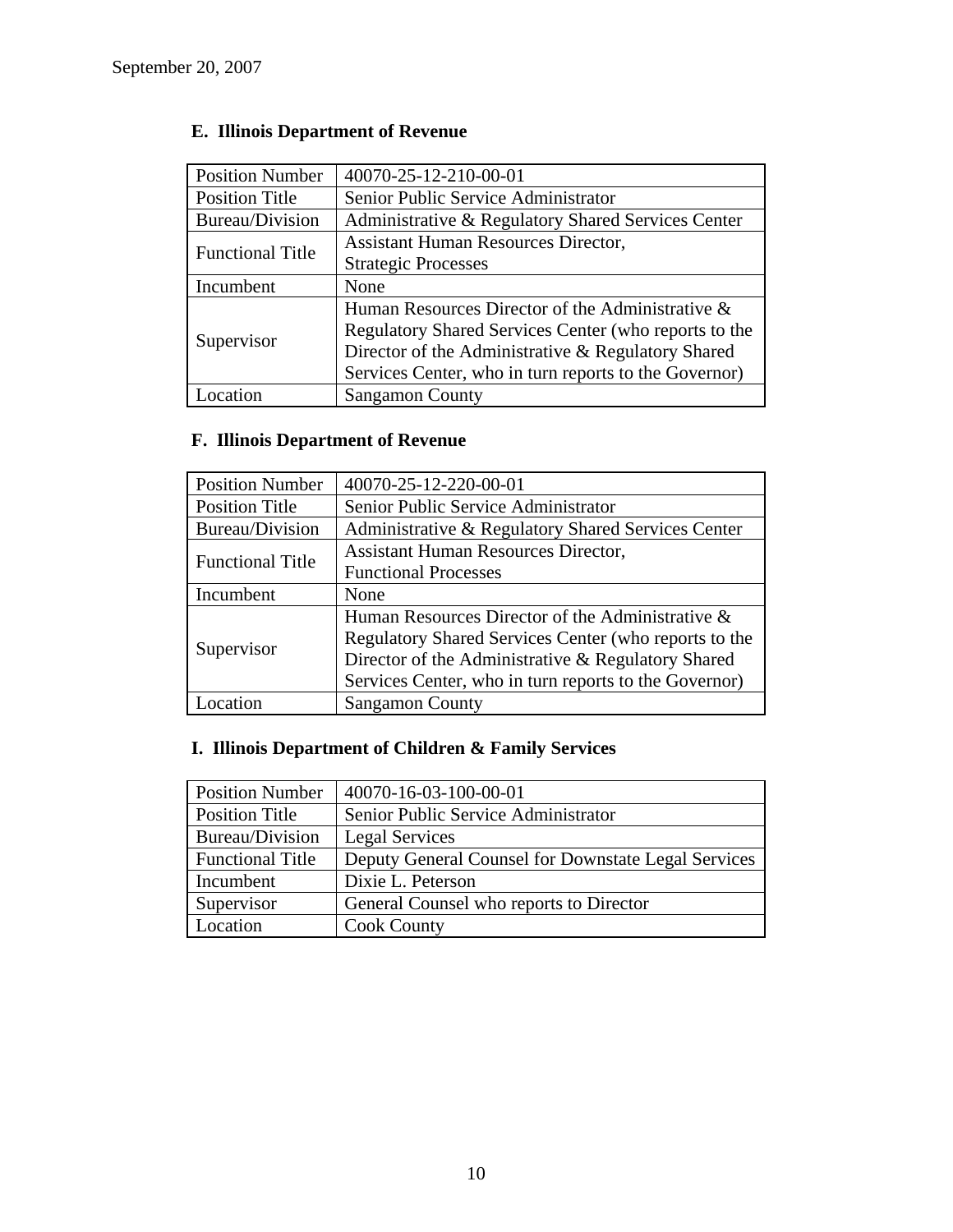September 20, 2007

### E. Illinois Department of Revenue

| Position Number | 40070-25-12-210-00-01 |
|---|---|
| Position Title | Senior Public Service Administrator |
| Bureau/Division | Administrative & Regulatory Shared Services Center |
| Functional Title | Assistant Human Resources Director, Strategic Processes |
| Incumbent | None |
| Supervisor | Human Resources Director of the Administrative & Regulatory Shared Services Center (who reports to the Director of the Administrative & Regulatory Shared Services Center, who in turn reports to the Governor) |
| Location | Sangamon County |

### F. Illinois Department of Revenue

| Position Number | 40070-25-12-220-00-01 |
|---|---|
| Position Title | Senior Public Service Administrator |
| Bureau/Division | Administrative & Regulatory Shared Services Center |
| Functional Title | Assistant Human Resources Director, Functional Processes |
| Incumbent | None |
| Supervisor | Human Resources Director of the Administrative & Regulatory Shared Services Center (who reports to the Director of the Administrative & Regulatory Shared Services Center, who in turn reports to the Governor) |
| Location | Sangamon County |

### I. Illinois Department of Children & Family Services

| Position Number | 40070-16-03-100-00-01 |
|---|---|
| Position Title | Senior Public Service Administrator |
| Bureau/Division | Legal Services |
| Functional Title | Deputy General Counsel for Downstate Legal Services |
| Incumbent | Dixie L. Peterson |
| Supervisor | General Counsel who reports to Director |
| Location | Cook County |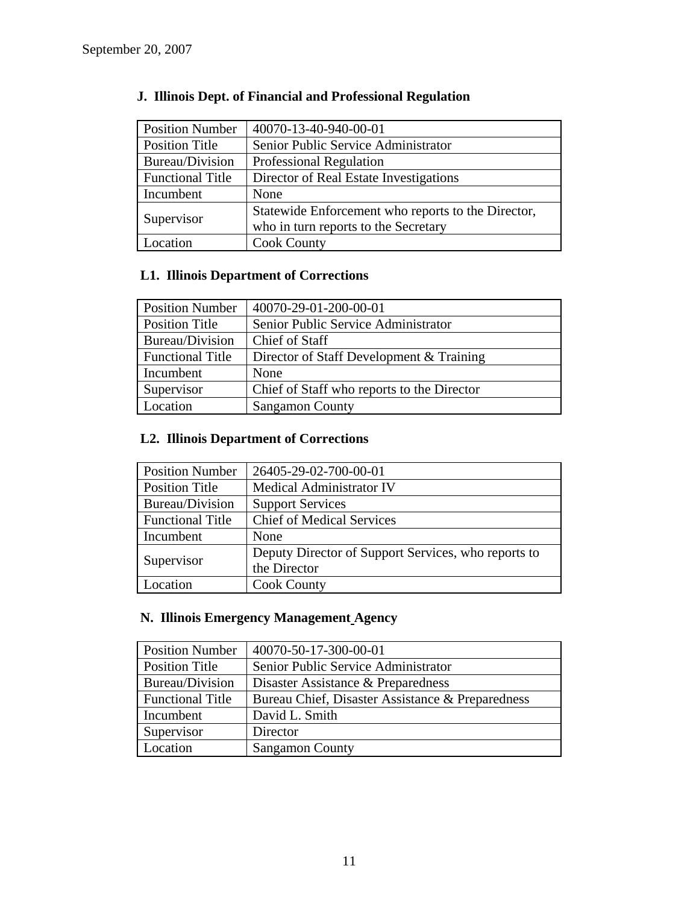September 20, 2007

**J. Illinois Dept. of Financial and Professional Regulation**

| Position Number | 40070-13-40-940-00-01 |
|---|---|
| Position Title | Senior Public Service Administrator |
| Bureau/Division | Professional Regulation |
| Functional Title | Director of Real Estate Investigations |
| Incumbent | None |
| Supervisor | Statewide Enforcement who reports to the Director, who in turn reports to the Secretary |
| Location | Cook County |

**L1. Illinois Department of Corrections**

| Position Number | 40070-29-01-200-00-01 |
|---|---|
| Position Title | Senior Public Service Administrator |
| Bureau/Division | Chief of Staff |
| Functional Title | Director of Staff Development & Training |
| Incumbent | None |
| Supervisor | Chief of Staff who reports to the Director |
| Location | Sangamon County |

**L2. Illinois Department of Corrections**

| Position Number | 26405-29-02-700-00-01 |
|---|---|
| Position Title | Medical Administrator IV |
| Bureau/Division | Support Services |
| Functional Title | Chief of Medical Services |
| Incumbent | None |
| Supervisor | Deputy Director of Support Services, who reports to the Director |
| Location | Cook County |

**N. Illinois Emergency Management Agency**

| Position Number | 40070-50-17-300-00-01 |
|---|---|
| Position Title | Senior Public Service Administrator |
| Bureau/Division | Disaster Assistance & Preparedness |
| Functional Title | Bureau Chief, Disaster Assistance & Preparedness |
| Incumbent | David L. Smith |
| Supervisor | Director |
| Location | Sangamon County |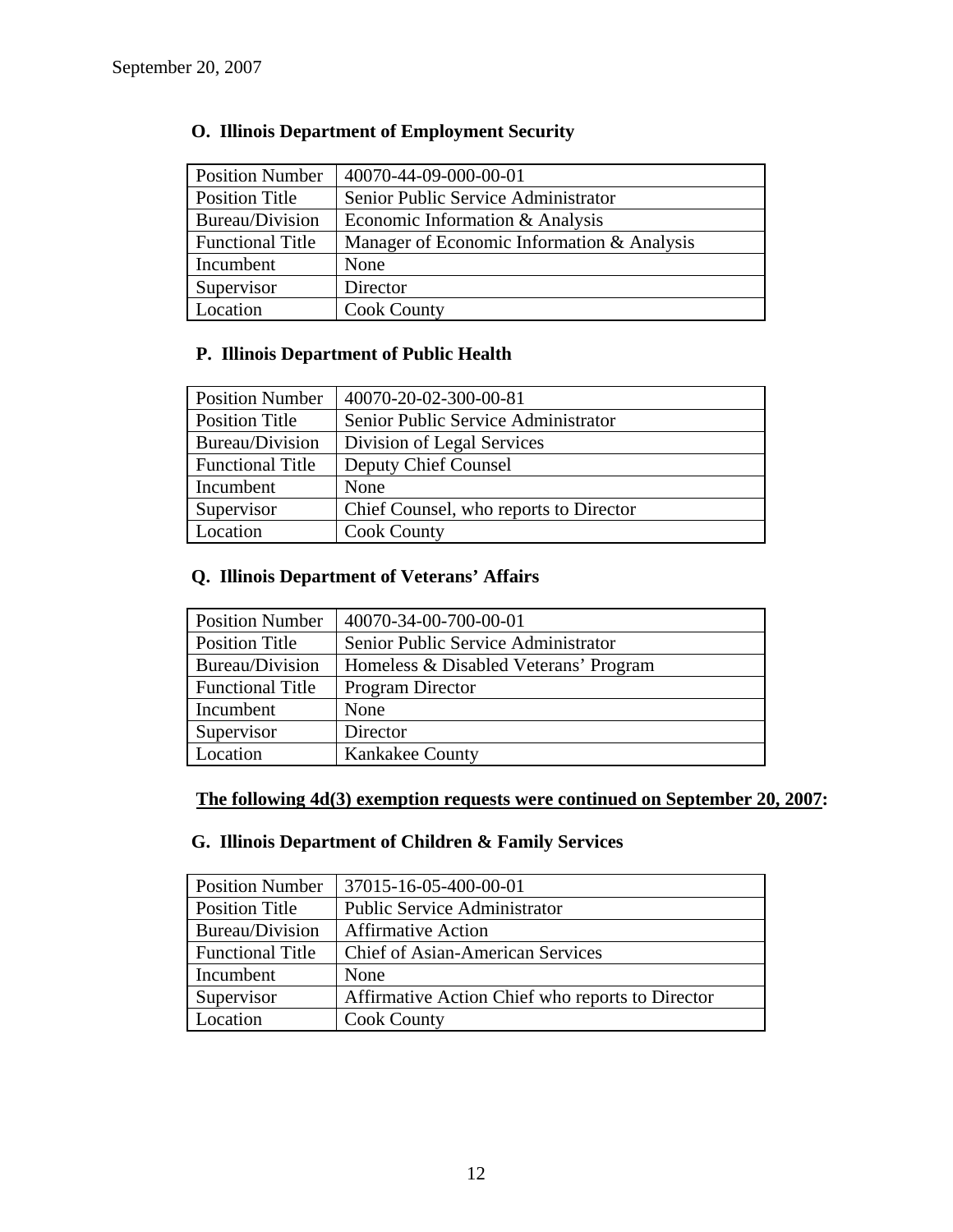September 20, 2007

### O. Illinois Department of Employment Security

| Position Number | 40070-44-09-000-00-01 |
|---|---|
| Position Title | Senior Public Service Administrator |
| Bureau/Division | Economic Information & Analysis |
| Functional Title | Manager of Economic Information & Analysis |
| Incumbent | None |
| Supervisor | Director |
| Location | Cook County |

### P. Illinois Department of Public Health

| Position Number | 40070-20-02-300-00-81 |
|---|---|
| Position Title | Senior Public Service Administrator |
| Bureau/Division | Division of Legal Services |
| Functional Title | Deputy Chief Counsel |
| Incumbent | None |
| Supervisor | Chief Counsel, who reports to Director |
| Location | Cook County |

### Q. Illinois Department of Veterans' Affairs

| Position Number | 40070-34-00-700-00-01 |
|---|---|
| Position Title | Senior Public Service Administrator |
| Bureau/Division | Homeless & Disabled Veterans' Program |
| Functional Title | Program Director |
| Incumbent | None |
| Supervisor | Director |
| Location | Kankakee County |

**<u>The following 4d(3) exemption requests were continued on September 20, 2007</u>:**

### G. Illinois Department of Children & Family Services

| Position Number | 37015-16-05-400-00-01 |
|---|---|
| Position Title | Public Service Administrator |
| Bureau/Division | Affirmative Action |
| Functional Title | Chief of Asian-American Services |
| Incumbent | None |
| Supervisor | Affirmative Action Chief who reports to Director |
| Location | Cook County |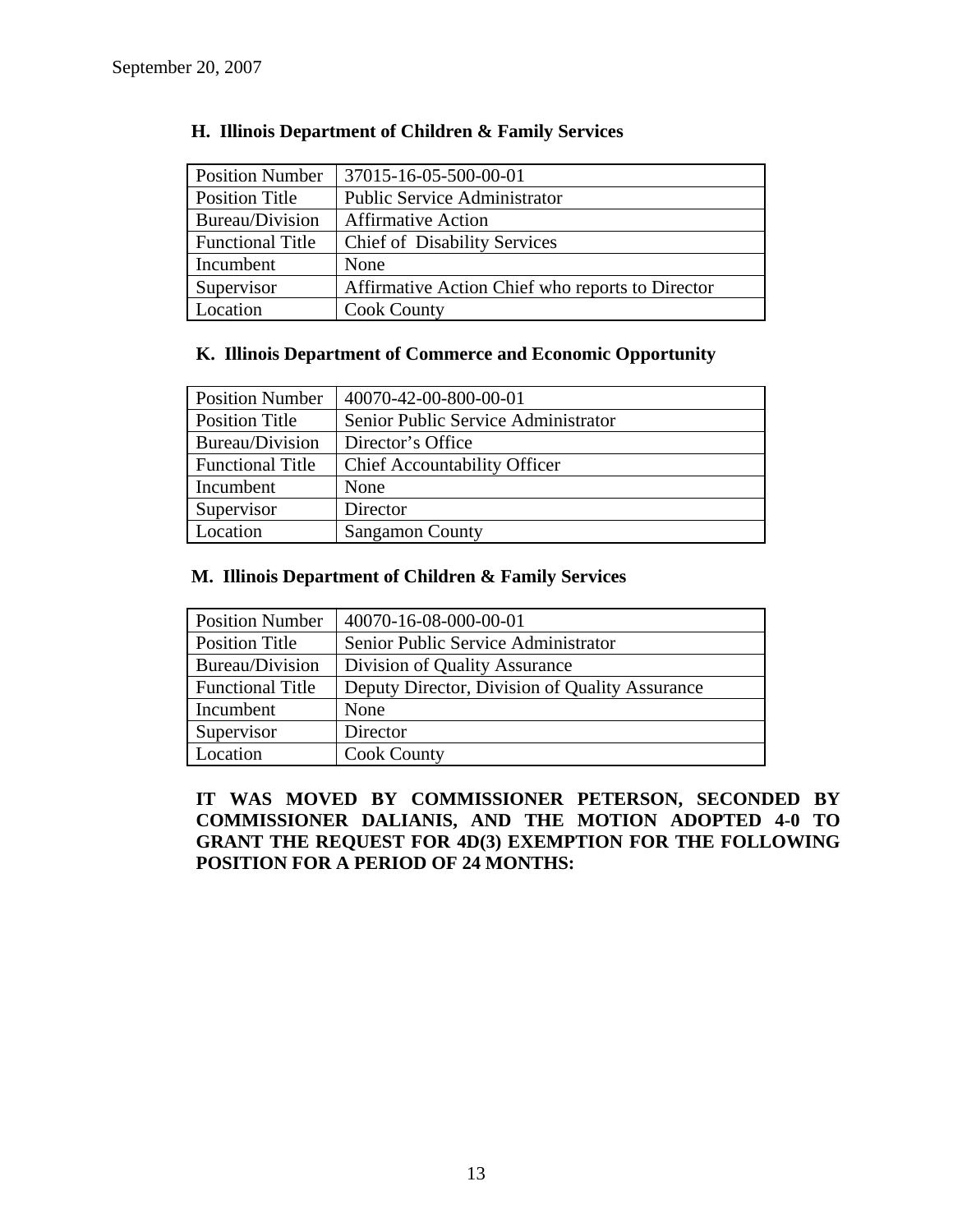September 20, 2007

**H. Illinois Department of Children & Family Services**

| Position Number | 37015-16-05-500-00-01 |
|---|---|
| Position Title | Public Service Administrator |
| Bureau/Division | Affirmative Action |
| Functional Title | Chief of Disability Services |
| Incumbent | None |
| Supervisor | Affirmative Action Chief who reports to Director |
| Location | Cook County |

**K. Illinois Department of Commerce and Economic Opportunity**

| Position Number | 40070-42-00-800-00-01 |
|---|---|
| Position Title | Senior Public Service Administrator |
| Bureau/Division | Director's Office |
| Functional Title | Chief Accountability Officer |
| Incumbent | None |
| Supervisor | Director |
| Location | Sangamon County |

**M. Illinois Department of Children & Family Services**

| Position Number | 40070-16-08-000-00-01 |
|---|---|
| Position Title | Senior Public Service Administrator |
| Bureau/Division | Division of Quality Assurance |
| Functional Title | Deputy Director, Division of Quality Assurance |
| Incumbent | None |
| Supervisor | Director |
| Location | Cook County |

**IT WAS MOVED BY COMMISSIONER PETERSON, SECONDED BY COMMISSIONER DALIANIS, AND THE MOTION ADOPTED 4-0 TO GRANT THE REQUEST FOR 4D(3) EXEMPTION FOR THE FOLLOWING POSITION FOR A PERIOD OF 24 MONTHS:**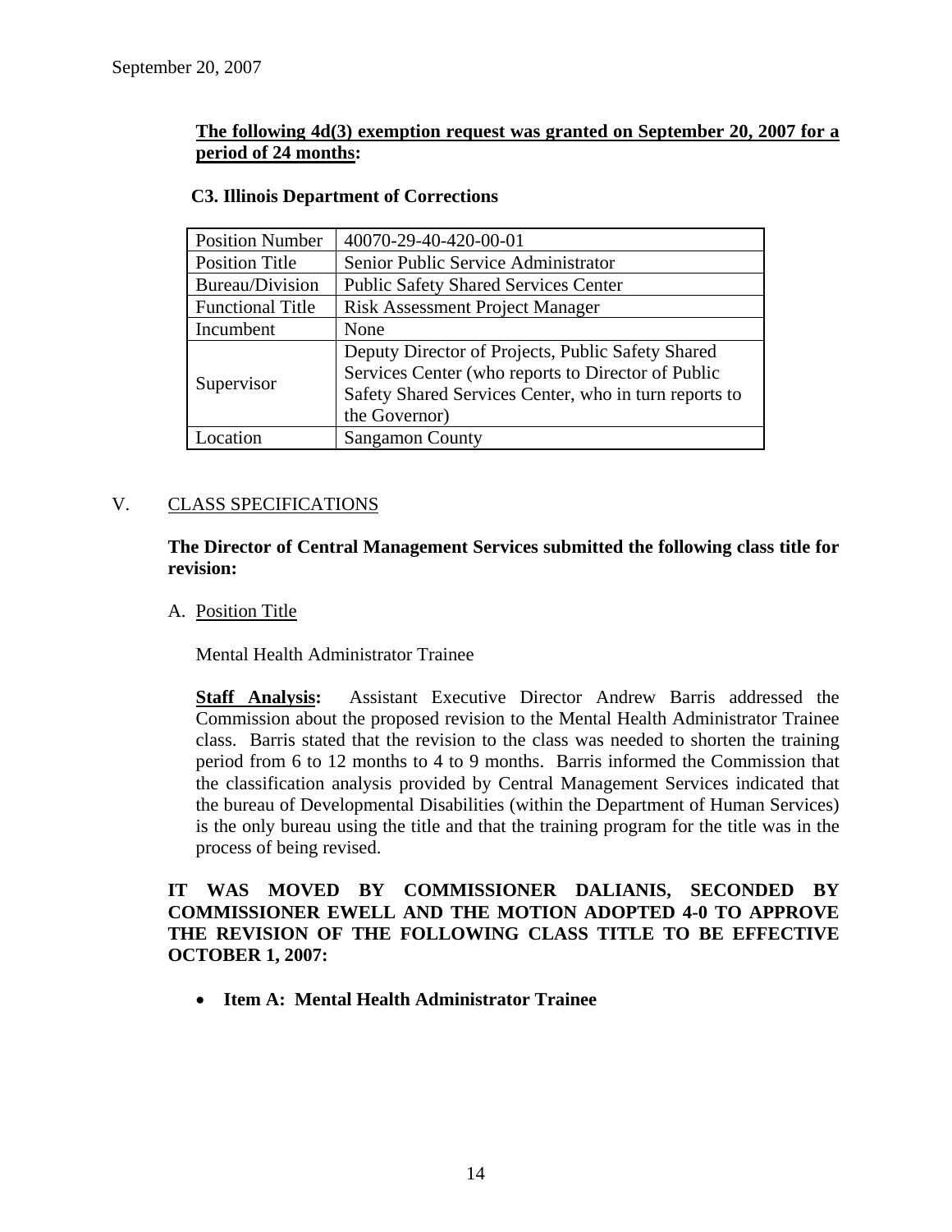September 20, 2007

**The following 4d(3) exemption request was granted on September 20, 2007 for a period of 24 months:**

**C3. Illinois Department of Corrections**

| Position Number | 40070-29-40-420-00-01 |
|---|---|
| Position Title | Senior Public Service Administrator |
| Bureau/Division | Public Safety Shared Services Center |
| Functional Title | Risk Assessment Project Manager |
| Incumbent | None |
| Supervisor | Deputy Director of Projects, Public Safety Shared Services Center (who reports to Director of Public Safety Shared Services Center, who in turn reports to the Governor) |
| Location | Sangamon County |

## V. CLASS SPECIFICATIONS

**The Director of Central Management Services submitted the following class title for revision:**

A. Position Title

Mental Health Administrator Trainee

**Staff Analysis:** Assistant Executive Director Andrew Barris addressed the Commission about the proposed revision to the Mental Health Administrator Trainee class. Barris stated that the revision to the class was needed to shorten the training period from 6 to 12 months to 4 to 9 months. Barris informed the Commission that the classification analysis provided by Central Management Services indicated that the bureau of Developmental Disabilities (within the Department of Human Services) is the only bureau using the title and that the training program for the title was in the process of being revised.

**IT WAS MOVED BY COMMISSIONER DALIANIS, SECONDED BY COMMISSIONER EWELL AND THE MOTION ADOPTED 4-0 TO APPROVE THE REVISION OF THE FOLLOWING CLASS TITLE TO BE EFFECTIVE OCTOBER 1, 2007:**

- **Item A: Mental Health Administrator Trainee**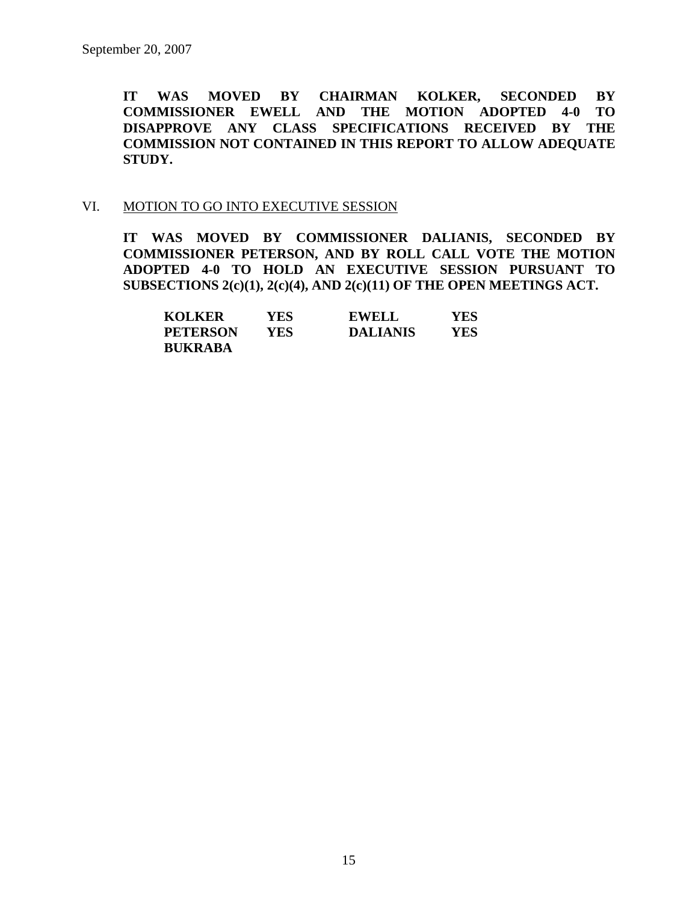September 20, 2007

**IT WAS MOVED BY CHAIRMAN KOLKER, SECONDED BY COMMISSIONER EWELL AND THE MOTION ADOPTED 4-0 TO DISAPPROVE ANY CLASS SPECIFICATIONS RECEIVED BY THE COMMISSION NOT CONTAINED IN THIS REPORT TO ALLOW ADEQUATE STUDY.**

VI. MOTION TO GO INTO EXECUTIVE SESSION

**IT WAS MOVED BY COMMISSIONER DALIANIS, SECONDED BY COMMISSIONER PETERSON, AND BY ROLL CALL VOTE THE MOTION ADOPTED 4-0 TO HOLD AN EXECUTIVE SESSION PURSUANT TO SUBSECTIONS 2(c)(1), 2(c)(4), AND 2(c)(11) OF THE OPEN MEETINGS ACT.**

| | | | |
|---|---|---|---|
| **KOLKER** | **YES** | **EWELL** | **YES** |
| **PETERSON** | **YES** | **DALIANIS** | **YES** |
| **BUKRABA** | | | |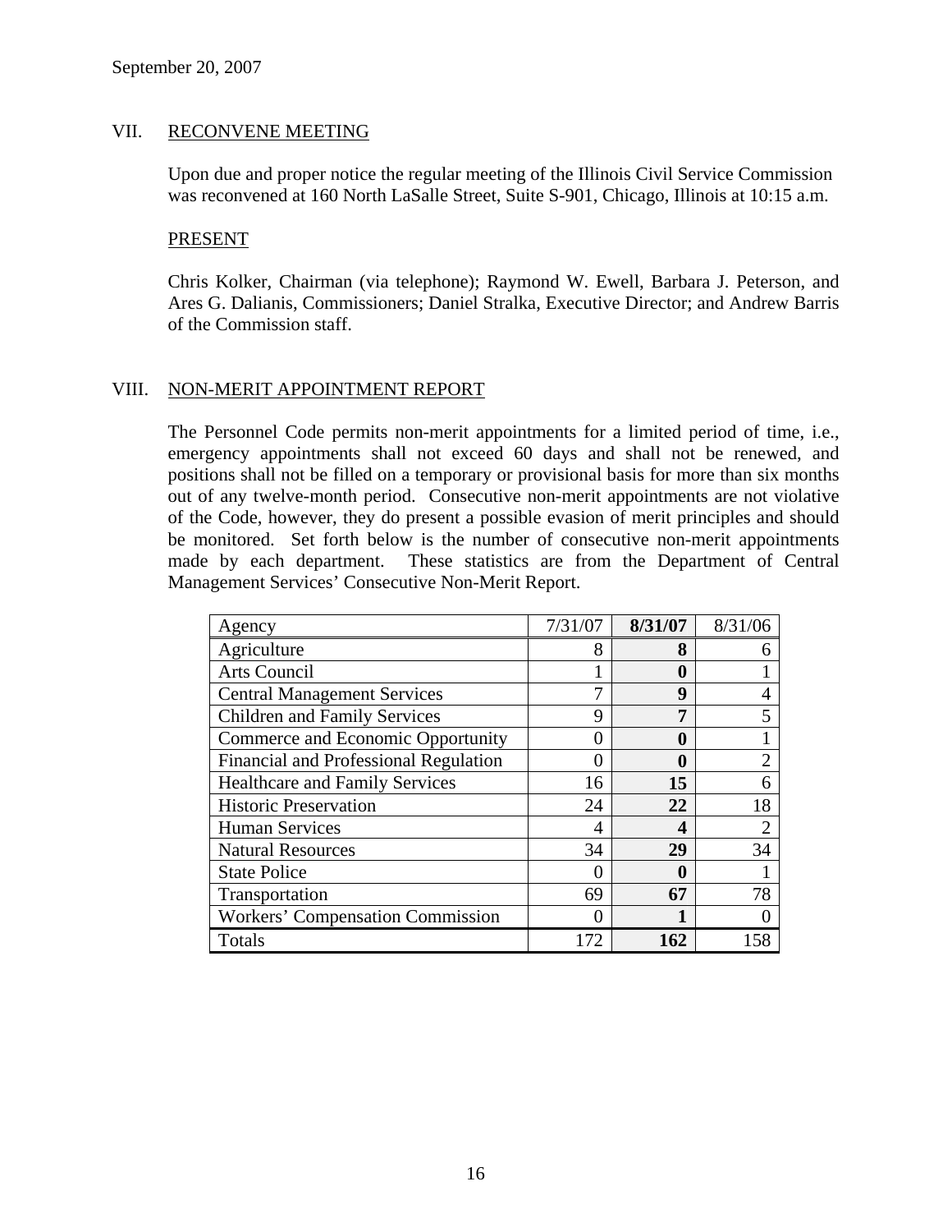September 20, 2007

## VII. RECONVENE MEETING

Upon due and proper notice the regular meeting of the Illinois Civil Service Commission was reconvened at 160 North LaSalle Street, Suite S-901, Chicago, Illinois at 10:15 a.m.

### PRESENT

Chris Kolker, Chairman (via telephone); Raymond W. Ewell, Barbara J. Peterson, and Ares G. Dalianis, Commissioners; Daniel Stralka, Executive Director; and Andrew Barris of the Commission staff.

## VIII. NON-MERIT APPOINTMENT REPORT

The Personnel Code permits non-merit appointments for a limited period of time, i.e., emergency appointments shall not exceed 60 days and shall not be renewed, and positions shall not be filled on a temporary or provisional basis for more than six months out of any twelve-month period. Consecutive non-merit appointments are not violative of the Code, however, they do present a possible evasion of merit principles and should be monitored. Set forth below is the number of consecutive non-merit appointments made by each department. These statistics are from the Department of Central Management Services' Consecutive Non-Merit Report.

| Agency | 7/31/07 | **8/31/07** | 8/31/06 |
|---|---|---|---|
| Agriculture | 8 | **8** | 6 |
| Arts Council | 1 | **0** | 1 |
| Central Management Services | 7 | **9** | 4 |
| Children and Family Services | 9 | **7** | 5 |
| Commerce and Economic Opportunity | 0 | **0** | 1 |
| Financial and Professional Regulation | 0 | **0** | 2 |
| Healthcare and Family Services | 16 | **15** | 6 |
| Historic Preservation | 24 | **22** | 18 |
| Human Services | 4 | **4** | 2 |
| Natural Resources | 34 | **29** | 34 |
| State Police | 0 | **0** | 1 |
| Transportation | 69 | **67** | 78 |
| Workers' Compensation Commission | 0 | **1** | 0 |
| Totals | 172 | **162** | 158 |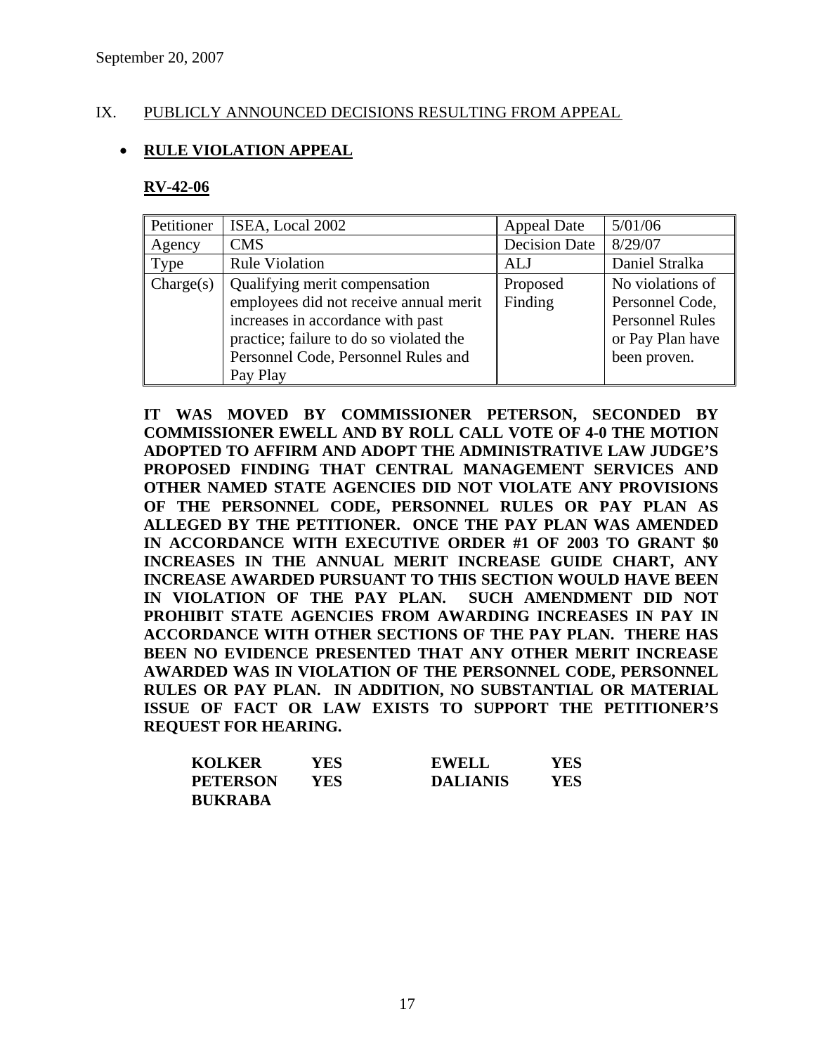September 20, 2007

## IX. PUBLICLY ANNOUNCED DECISIONS RESULTING FROM APPEAL

- **RULE VIOLATION APPEAL**

### RV-42-06

| Petitioner | ISEA, Local 2002 | Appeal Date | 5/01/06 |
|---|---|---|---|
| Agency | CMS | Decision Date | 8/29/07 |
| Type | Rule Violation | ALJ | Daniel Stralka |
| Charge(s) | Qualifying merit compensation employees did not receive annual merit increases in accordance with past practice; failure to do so violated the Personnel Code, Personnel Rules and Pay Play | Proposed Finding | No violations of Personnel Code, Personnel Rules or Pay Plan have been proven. |

**IT WAS MOVED BY COMMISSIONER PETERSON, SECONDED BY COMMISSIONER EWELL AND BY ROLL CALL VOTE OF 4-0 THE MOTION ADOPTED TO AFFIRM AND ADOPT THE ADMINISTRATIVE LAW JUDGE'S PROPOSED FINDING THAT CENTRAL MANAGEMENT SERVICES AND OTHER NAMED STATE AGENCIES DID NOT VIOLATE ANY PROVISIONS OF THE PERSONNEL CODE, PERSONNEL RULES OR PAY PLAN AS ALLEGED BY THE PETITIONER. ONCE THE PAY PLAN WAS AMENDED IN ACCORDANCE WITH EXECUTIVE ORDER #1 OF 2003 TO GRANT $0 INCREASES IN THE ANNUAL MERIT INCREASE GUIDE CHART, ANY INCREASE AWARDED PURSUANT TO THIS SECTION WOULD HAVE BEEN IN VIOLATION OF THE PAY PLAN. SUCH AMENDMENT DID NOT PROHIBIT STATE AGENCIES FROM AWARDING INCREASES IN PAY IN ACCORDANCE WITH OTHER SECTIONS OF THE PAY PLAN. THERE HAS BEEN NO EVIDENCE PRESENTED THAT ANY OTHER MERIT INCREASE AWARDED WAS IN VIOLATION OF THE PERSONNEL CODE, PERSONNEL RULES OR PAY PLAN. IN ADDITION, NO SUBSTANTIAL OR MATERIAL ISSUE OF FACT OR LAW EXISTS TO SUPPORT THE PETITIONER'S REQUEST FOR HEARING.**

| | | | |
|---|---|---|---|
| **KOLKER** | **YES** | **EWELL** | **YES** |
| **PETERSON** | **YES** | **DALIANIS** | **YES** |
| **BUKRABA** | | | |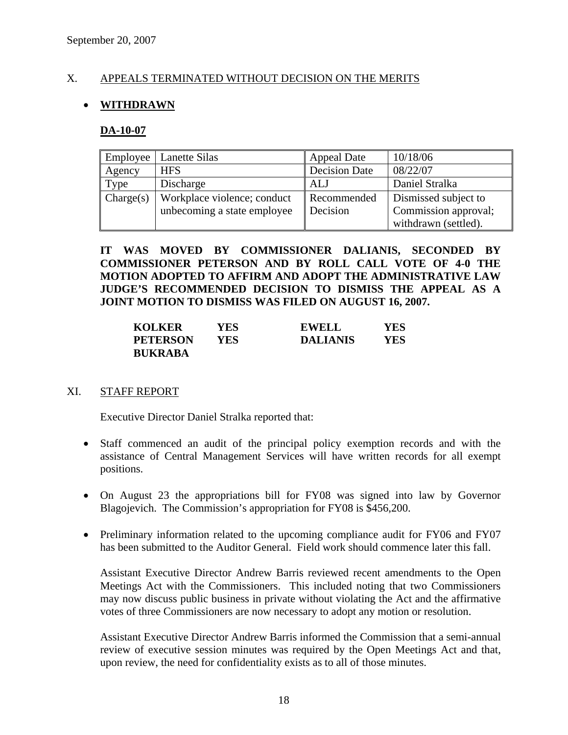September 20, 2007

## X. APPEALS TERMINATED WITHOUT DECISION ON THE MERITS

- **WITHDRAWN**

### DA-10-07

| Employee | Lanette Silas | Appeal Date | 10/18/06 |
|---|---|---|---|
| Agency | HFS | Decision Date | 08/22/07 |
| Type | Discharge | ALJ | Daniel Stralka |
| Charge(s) | Workplace violence; conduct unbecoming a state employee | Recommended Decision | Dismissed subject to Commission approval; withdrawn (settled). |

**IT WAS MOVED BY COMMISSIONER DALIANIS, SECONDED BY COMMISSIONER PETERSON AND BY ROLL CALL VOTE OF 4-0 THE MOTION ADOPTED TO AFFIRM AND ADOPT THE ADMINISTRATIVE LAW JUDGE'S RECOMMENDED DECISION TO DISMISS THE APPEAL AS A JOINT MOTION TO DISMISS WAS FILED ON AUGUST 16, 2007.**

| | | | |
|---|---|---|---|
| **KOLKER** | **YES** | **EWELL** | **YES** |
| **PETERSON** | **YES** | **DALIANIS** | **YES** |
| **BUKRABA** | | | |

## XI. STAFF REPORT

Executive Director Daniel Stralka reported that:

- Staff commenced an audit of the principal policy exemption records and with the assistance of Central Management Services will have written records for all exempt positions.
- On August 23 the appropriations bill for FY08 was signed into law by Governor Blagojevich. The Commission's appropriation for FY08 is $456,200.
- Preliminary information related to the upcoming compliance audit for FY06 and FY07 has been submitted to the Auditor General. Field work should commence later this fall.

Assistant Executive Director Andrew Barris reviewed recent amendments to the Open Meetings Act with the Commissioners. This included noting that two Commissioners may now discuss public business in private without violating the Act and the affirmative votes of three Commissioners are now necessary to adopt any motion or resolution.

Assistant Executive Director Andrew Barris informed the Commission that a semi-annual review of executive session minutes was required by the Open Meetings Act and that, upon review, the need for confidentiality exists as to all of those minutes.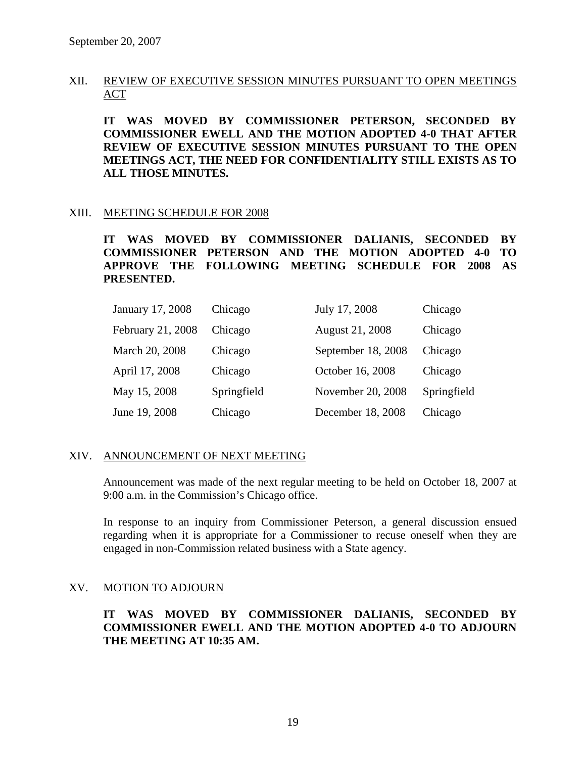September 20, 2007

## XII. REVIEW OF EXECUTIVE SESSION MINUTES PURSUANT TO OPEN MEETINGS ACT

**IT WAS MOVED BY COMMISSIONER PETERSON, SECONDED BY COMMISSIONER EWELL AND THE MOTION ADOPTED 4-0 THAT AFTER REVIEW OF EXECUTIVE SESSION MINUTES PURSUANT TO THE OPEN MEETINGS ACT, THE NEED FOR CONFIDENTIALITY STILL EXISTS AS TO ALL THOSE MINUTES.**

## XIII. MEETING SCHEDULE FOR 2008

**IT WAS MOVED BY COMMISSIONER DALIANIS, SECONDED BY COMMISSIONER PETERSON AND THE MOTION ADOPTED 4-0 TO APPROVE THE FOLLOWING MEETING SCHEDULE FOR 2008 AS PRESENTED.**

| | | | |
|---|---|---|---|
| January 17, 2008 | Chicago | July 17, 2008 | Chicago |
| February 21, 2008 | Chicago | August 21, 2008 | Chicago |
| March 20, 2008 | Chicago | September 18, 2008 | Chicago |
| April 17, 2008 | Chicago | October 16, 2008 | Chicago |
| May 15, 2008 | Springfield | November 20, 2008 | Springfield |
| June 19, 2008 | Chicago | December 18, 2008 | Chicago |

## XIV. ANNOUNCEMENT OF NEXT MEETING

Announcement was made of the next regular meeting to be held on October 18, 2007 at 9:00 a.m. in the Commission's Chicago office.

In response to an inquiry from Commissioner Peterson, a general discussion ensued regarding when it is appropriate for a Commissioner to recuse oneself when they are engaged in non-Commission related business with a State agency.

## XV. MOTION TO ADJOURN

**IT WAS MOVED BY COMMISSIONER DALIANIS, SECONDED BY COMMISSIONER EWELL AND THE MOTION ADOPTED 4-0 TO ADJOURN THE MEETING AT 10:35 AM.**